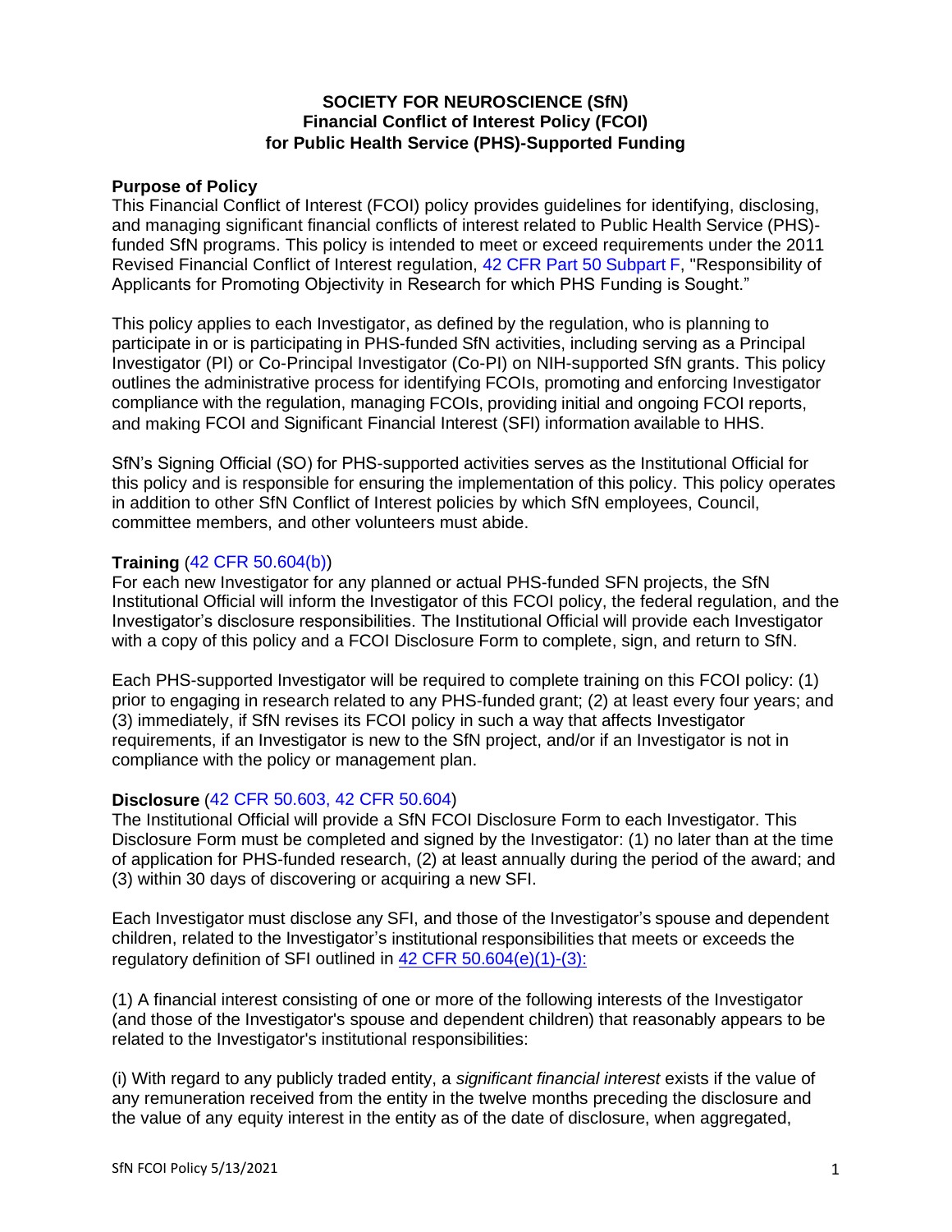**SOCIETY FOR NEUROSCIENCE (SfN)**
**Financial Conflict of Interest Policy (FCOI)**
**for Public Health Service (PHS)-Supported Funding**

**Purpose of Policy**

This Financial Conflict of Interest (FCOI) policy provides guidelines for identifying, disclosing, and managing significant financial conflicts of interest related to Public Health Service (PHS)-funded SfN programs. This policy is intended to meet or exceed requirements under the 2011 Revised Financial Conflict of Interest regulation, 42 CFR Part 50 Subpart F, "Responsibility of Applicants for Promoting Objectivity in Research for which PHS Funding is Sought."

This policy applies to each Investigator, as defined by the regulation, who is planning to participate in or is participating in PHS-funded SfN activities, including serving as a Principal Investigator (PI) or Co-Principal Investigator (Co-PI) on NIH-supported SfN grants. This policy outlines the administrative process for identifying FCOIs, promoting and enforcing Investigator compliance with the regulation, managing FCOIs, providing initial and ongoing FCOI reports, and making FCOI and Significant Financial Interest (SFI) information available to HHS.

SfN's Signing Official (SO) for PHS-supported activities serves as the Institutional Official for this policy and is responsible for ensuring the implementation of this policy. This policy operates in addition to other SfN Conflict of Interest policies by which SfN employees, Council, committee members, and other volunteers must abide.

**Training** (42 CFR 50.604(b))

For each new Investigator for any planned or actual PHS-funded SFN projects, the SfN Institutional Official will inform the Investigator of this FCOI policy, the federal regulation, and the Investigator's disclosure responsibilities. The Institutional Official will provide each Investigator with a copy of this policy and a FCOI Disclosure Form to complete, sign, and return to SfN.

Each PHS-supported Investigator will be required to complete training on this FCOI policy: (1) prior to engaging in research related to any PHS-funded grant; (2) at least every four years; and (3) immediately, if SfN revises its FCOI policy in such a way that affects Investigator requirements, if an Investigator is new to the SfN project, and/or if an Investigator is not in compliance with the policy or management plan.

**Disclosure** (42 CFR 50.603, 42 CFR 50.604)

The Institutional Official will provide a SfN FCOI Disclosure Form to each Investigator. This Disclosure Form must be completed and signed by the Investigator: (1) no later than at the time of application for PHS-funded research, (2) at least annually during the period of the award; and (3) within 30 days of discovering or acquiring a new SFI.

Each Investigator must disclose any SFI, and those of the Investigator's spouse and dependent children, related to the Investigator's institutional responsibilities that meets or exceeds the regulatory definition of SFI outlined in 42 CFR 50.604(e)(1)-(3):

(1) A financial interest consisting of one or more of the following interests of the Investigator (and those of the Investigator's spouse and dependent children) that reasonably appears to be related to the Investigator's institutional responsibilities:

(i) With regard to any publicly traded entity, a *significant financial interest* exists if the value of any remuneration received from the entity in the twelve months preceding the disclosure and the value of any equity interest in the entity as of the date of disclosure, when aggregated,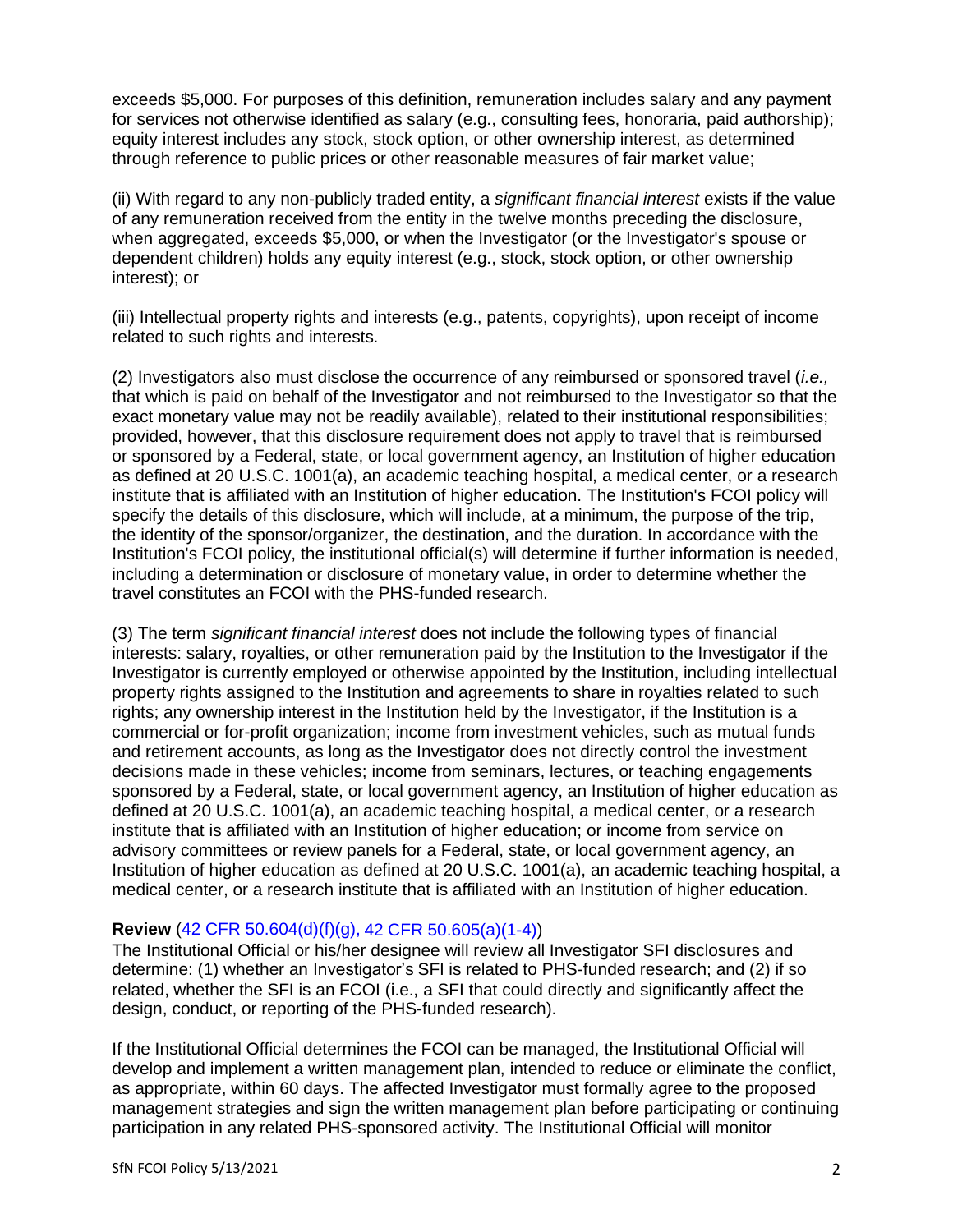exceeds $5,000. For purposes of this definition, remuneration includes salary and any payment for services not otherwise identified as salary (e.g., consulting fees, honoraria, paid authorship); equity interest includes any stock, stock option, or other ownership interest, as determined through reference to public prices or other reasonable measures of fair market value;

(ii) With regard to any non-publicly traded entity, a *significant financial interest* exists if the value of any remuneration received from the entity in the twelve months preceding the disclosure, when aggregated, exceeds $5,000, or when the Investigator (or the Investigator's spouse or dependent children) holds any equity interest (e.g., stock, stock option, or other ownership interest); or

(iii) Intellectual property rights and interests (e.g., patents, copyrights), upon receipt of income related to such rights and interests.

(2) Investigators also must disclose the occurrence of any reimbursed or sponsored travel (*i.e.,* that which is paid on behalf of the Investigator and not reimbursed to the Investigator so that the exact monetary value may not be readily available), related to their institutional responsibilities; provided, however, that this disclosure requirement does not apply to travel that is reimbursed or sponsored by a Federal, state, or local government agency, an Institution of higher education as defined at 20 U.S.C. 1001(a), an academic teaching hospital, a medical center, or a research institute that is affiliated with an Institution of higher education. The Institution's FCOI policy will specify the details of this disclosure, which will include, at a minimum, the purpose of the trip, the identity of the sponsor/organizer, the destination, and the duration. In accordance with the Institution's FCOI policy, the institutional official(s) will determine if further information is needed, including a determination or disclosure of monetary value, in order to determine whether the travel constitutes an FCOI with the PHS-funded research.

(3) The term *significant financial interest* does not include the following types of financial interests: salary, royalties, or other remuneration paid by the Institution to the Investigator if the Investigator is currently employed or otherwise appointed by the Institution, including intellectual property rights assigned to the Institution and agreements to share in royalties related to such rights; any ownership interest in the Institution held by the Investigator, if the Institution is a commercial or for-profit organization; income from investment vehicles, such as mutual funds and retirement accounts, as long as the Investigator does not directly control the investment decisions made in these vehicles; income from seminars, lectures, or teaching engagements sponsored by a Federal, state, or local government agency, an Institution of higher education as defined at 20 U.S.C. 1001(a), an academic teaching hospital, a medical center, or a research institute that is affiliated with an Institution of higher education; or income from service on advisory committees or review panels for a Federal, state, or local government agency, an Institution of higher education as defined at 20 U.S.C. 1001(a), an academic teaching hospital, a medical center, or a research institute that is affiliated with an Institution of higher education.

**Review** (42 CFR 50.604(d)(f)(g), 42 CFR 50.605(a)(1-4))
The Institutional Official or his/her designee will review all Investigator SFI disclosures and determine: (1) whether an Investigator's SFI is related to PHS-funded research; and (2) if so related, whether the SFI is an FCOI (i.e., a SFI that could directly and significantly affect the design, conduct, or reporting of the PHS-funded research).

If the Institutional Official determines the FCOI can be managed, the Institutional Official will develop and implement a written management plan, intended to reduce or eliminate the conflict, as appropriate, within 60 days. The affected Investigator must formally agree to the proposed management strategies and sign the written management plan before participating or continuing participation in any related PHS-sponsored activity. The Institutional Official will monitor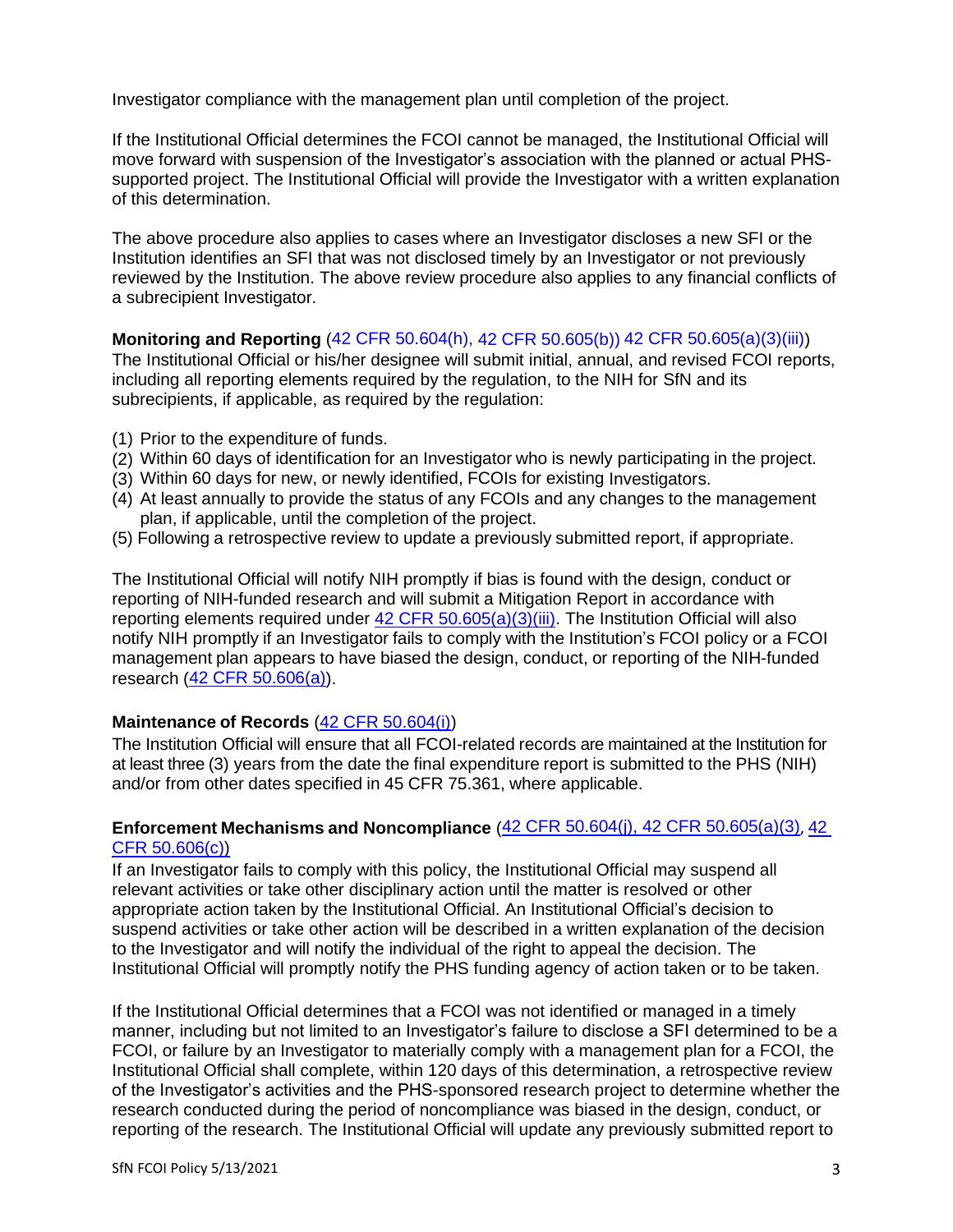Investigator compliance with the management plan until completion of the project.

If the Institutional Official determines the FCOI cannot be managed, the Institutional Official will move forward with suspension of the Investigator's association with the planned or actual PHS-supported project. The Institutional Official will provide the Investigator with a written explanation of this determination.

The above procedure also applies to cases where an Investigator discloses a new SFI or the Institution identifies an SFI that was not disclosed timely by an Investigator or not previously reviewed by the Institution. The above review procedure also applies to any financial conflicts of a subrecipient Investigator.

**Monitoring and Reporting** (42 CFR 50.604(h), 42 CFR 50.605(b)) 42 CFR 50.605(a)(3)(iii))
The Institutional Official or his/her designee will submit initial, annual, and revised FCOI reports, including all reporting elements required by the regulation, to the NIH for SfN and its subrecipients, if applicable, as required by the regulation:

(1) Prior to the expenditure of funds.
(2) Within 60 days of identification for an Investigator who is newly participating in the project.
(3) Within 60 days for new, or newly identified, FCOIs for existing Investigators.
(4) At least annually to provide the status of any FCOIs and any changes to the management plan, if applicable, until the completion of the project.
(5) Following a retrospective review to update a previously submitted report, if appropriate.

The Institutional Official will notify NIH promptly if bias is found with the design, conduct or reporting of NIH-funded research and will submit a Mitigation Report in accordance with reporting elements required under 42 CFR 50.605(a)(3)(iii). The Institution Official will also notify NIH promptly if an Investigator fails to comply with the Institution's FCOI policy or a FCOI management plan appears to have biased the design, conduct, or reporting of the NIH-funded research (42 CFR 50.606(a)).

**Maintenance of Records** (42 CFR 50.604(i))
The Institution Official will ensure that all FCOI-related records are maintained at the Institution for at least three (3) years from the date the final expenditure report is submitted to the PHS (NIH) and/or from other dates specified in 45 CFR 75.361, where applicable.

**Enforcement Mechanisms and Noncompliance** (42 CFR 50.604(j), 42 CFR 50.605(a)(3), 42 CFR 50.606(c))
If an Investigator fails to comply with this policy, the Institutional Official may suspend all relevant activities or take other disciplinary action until the matter is resolved or other appropriate action taken by the Institutional Official. An Institutional Official's decision to suspend activities or take other action will be described in a written explanation of the decision to the Investigator and will notify the individual of the right to appeal the decision. The Institutional Official will promptly notify the PHS funding agency of action taken or to be taken.

If the Institutional Official determines that a FCOI was not identified or managed in a timely manner, including but not limited to an Investigator's failure to disclose a SFI determined to be a FCOI, or failure by an Investigator to materially comply with a management plan for a FCOI, the Institutional Official shall complete, within 120 days of this determination, a retrospective review of the Investigator's activities and the PHS-sponsored research project to determine whether the research conducted during the period of noncompliance was biased in the design, conduct, or reporting of the research. The Institutional Official will update any previously submitted report to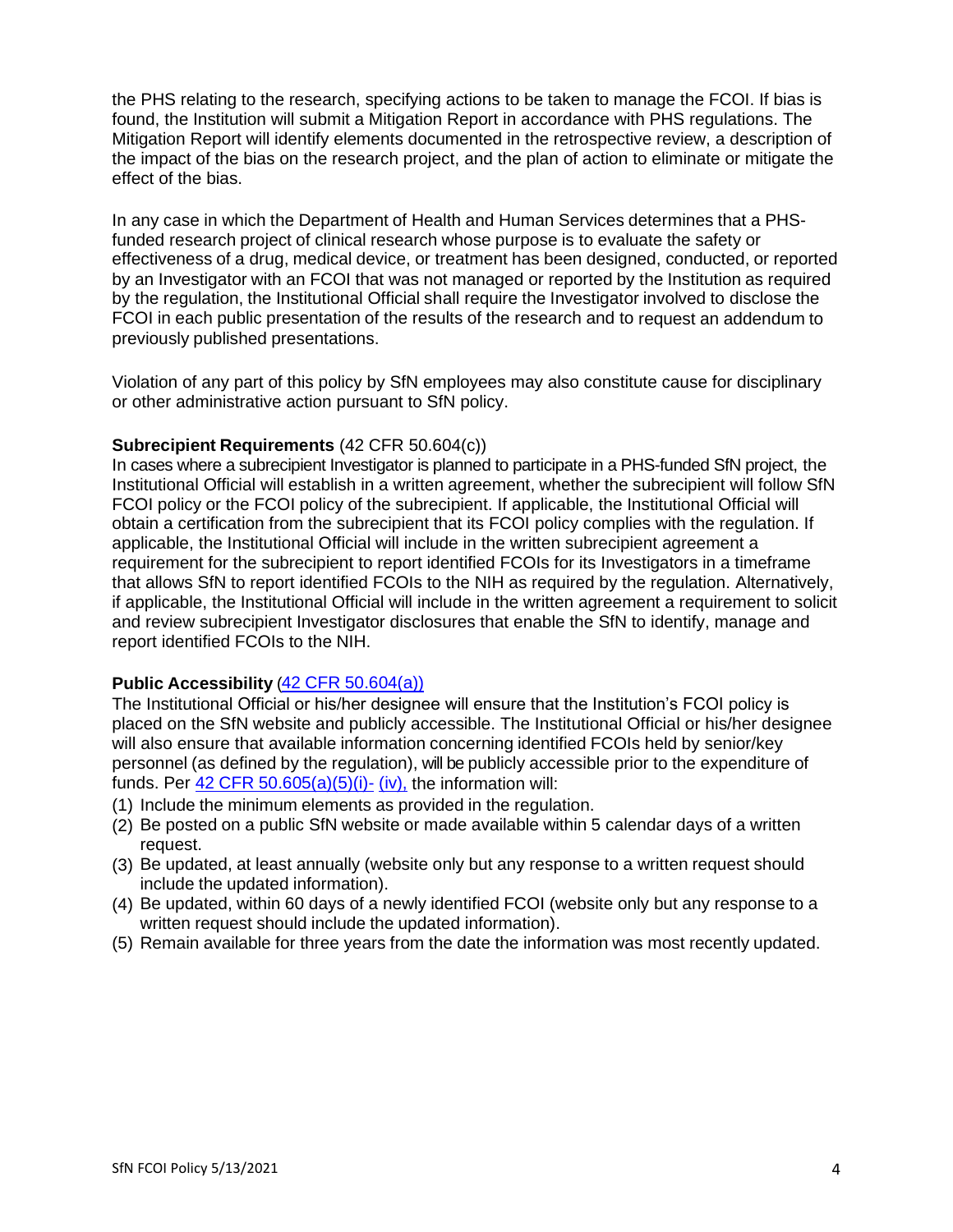the PHS relating to the research, specifying actions to be taken to manage the FCOI. If bias is found, the Institution will submit a Mitigation Report in accordance with PHS regulations. The Mitigation Report will identify elements documented in the retrospective review, a description of the impact of the bias on the research project, and the plan of action to eliminate or mitigate the effect of the bias.

In any case in which the Department of Health and Human Services determines that a PHS-funded research project of clinical research whose purpose is to evaluate the safety or effectiveness of a drug, medical device, or treatment has been designed, conducted, or reported by an Investigator with an FCOI that was not managed or reported by the Institution as required by the regulation, the Institutional Official shall require the Investigator involved to disclose the FCOI in each public presentation of the results of the research and to request an addendum to previously published presentations.

Violation of any part of this policy by SfN employees may also constitute cause for disciplinary or other administrative action pursuant to SfN policy.

**Subrecipient Requirements** (42 CFR 50.604(c))
In cases where a subrecipient Investigator is planned to participate in a PHS-funded SfN project, the Institutional Official will establish in a written agreement, whether the subrecipient will follow SfN FCOI policy or the FCOI policy of the subrecipient. If applicable, the Institutional Official will obtain a certification from the subrecipient that its FCOI policy complies with the regulation. If applicable, the Institutional Official will include in the written subrecipient agreement a requirement for the subrecipient to report identified FCOIs for its Investigators in a timeframe that allows SfN to report identified FCOIs to the NIH as required by the regulation. Alternatively, if applicable, the Institutional Official will include in the written agreement a requirement to solicit and review subrecipient Investigator disclosures that enable the SfN to identify, manage and report identified FCOIs to the NIH.

**Public Accessibility** (42 CFR 50.604(a))
The Institutional Official or his/her designee will ensure that the Institution's FCOI policy is placed on the SfN website and publicly accessible. The Institutional Official or his/her designee will also ensure that available information concerning identified FCOIs held by senior/key personnel (as defined by the regulation), will be publicly accessible prior to the expenditure of funds. Per 42 CFR 50.605(a)(5)(i)- (iv), the information will:

(1) Include the minimum elements as provided in the regulation.
(2) Be posted on a public SfN website or made available within 5 calendar days of a written request.
(3) Be updated, at least annually (website only but any response to a written request should include the updated information).
(4) Be updated, within 60 days of a newly identified FCOI (website only but any response to a written request should include the updated information).
(5) Remain available for three years from the date the information was most recently updated.